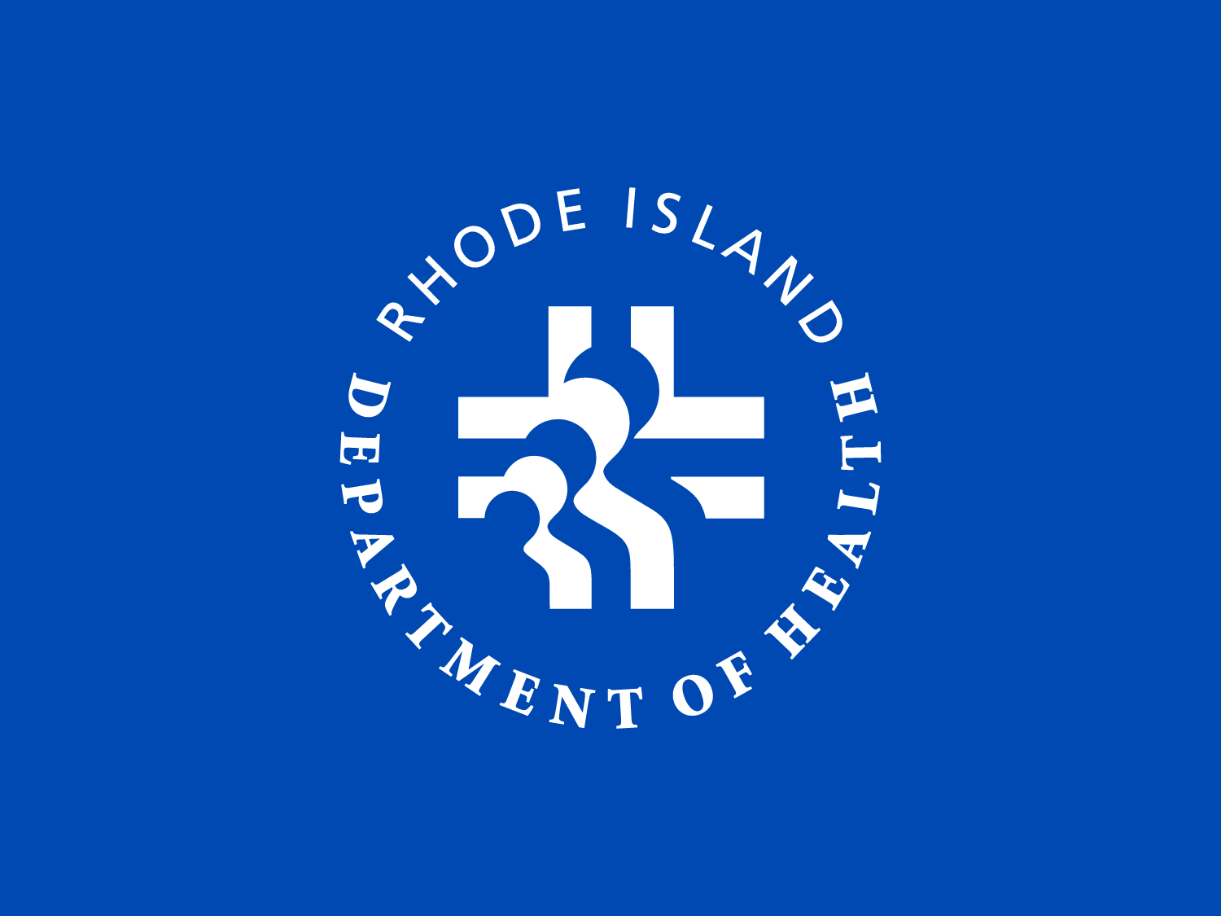RHODE ISLAND DEPARTMENT OF HEALTH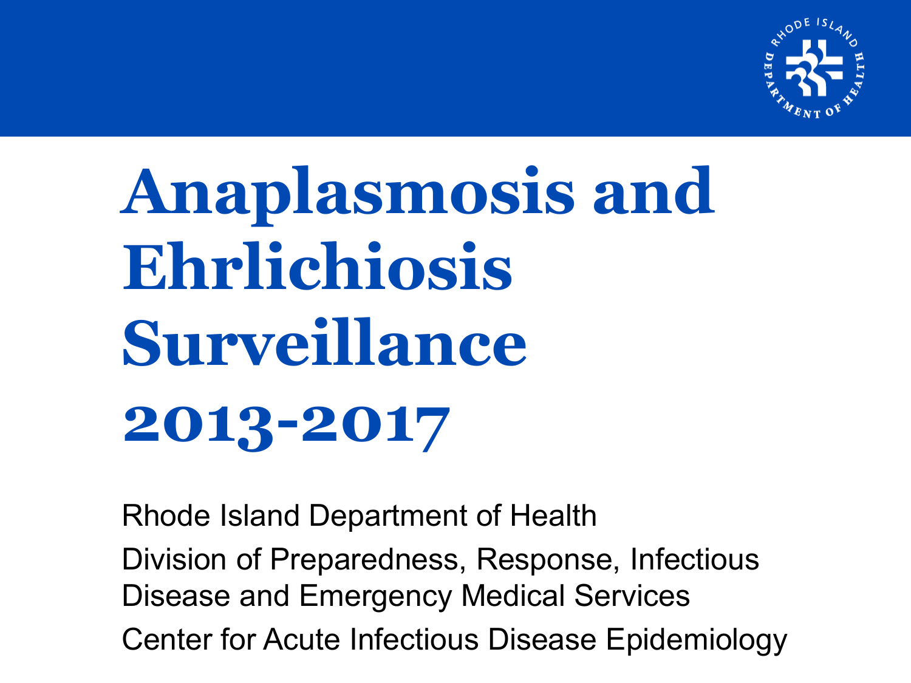# Anaplasmosis and Ehrlichiosis Surveillance 2013-2017

Rhode Island Department of Health

Division of Preparedness, Response, Infectious Disease and Emergency Medical Services

Center for Acute Infectious Disease Epidemiology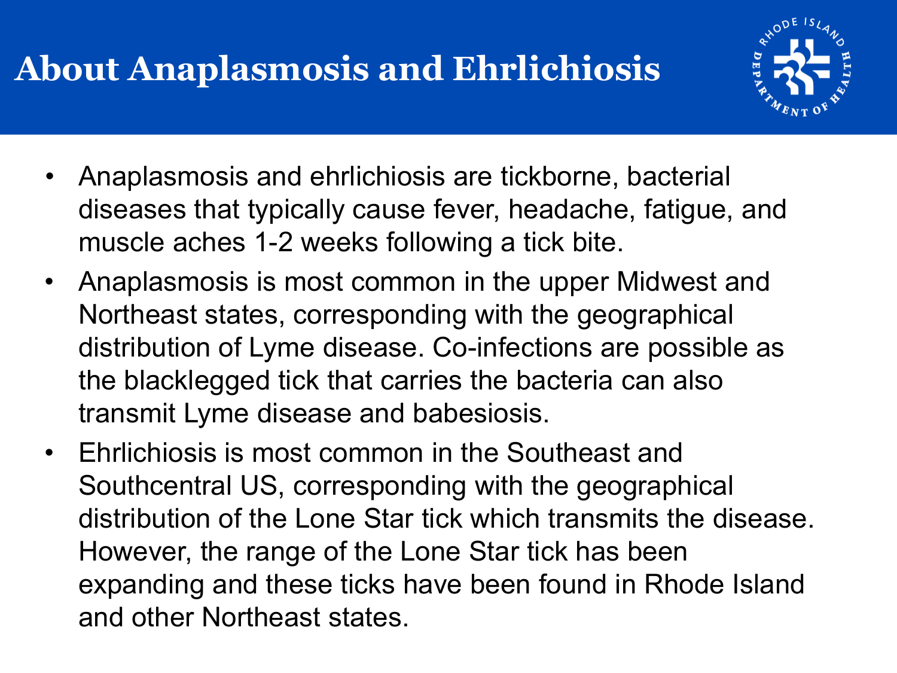# About Anaplasmosis and Ehrlichiosis

- Anaplasmosis and ehrlichiosis are tickborne, bacterial diseases that typically cause fever, headache, fatigue, and muscle aches 1-2 weeks following a tick bite.
- Anaplasmosis is most common in the upper Midwest and Northeast states, corresponding with the geographical distribution of Lyme disease. Co-infections are possible as the blacklegged tick that carries the bacteria can also transmit Lyme disease and babesiosis.
- Ehrlichiosis is most common in the Southeast and Southcentral US, corresponding with the geographical distribution of the Lone Star tick which transmits the disease. However, the range of the Lone Star tick has been expanding and these ticks have been found in Rhode Island and other Northeast states.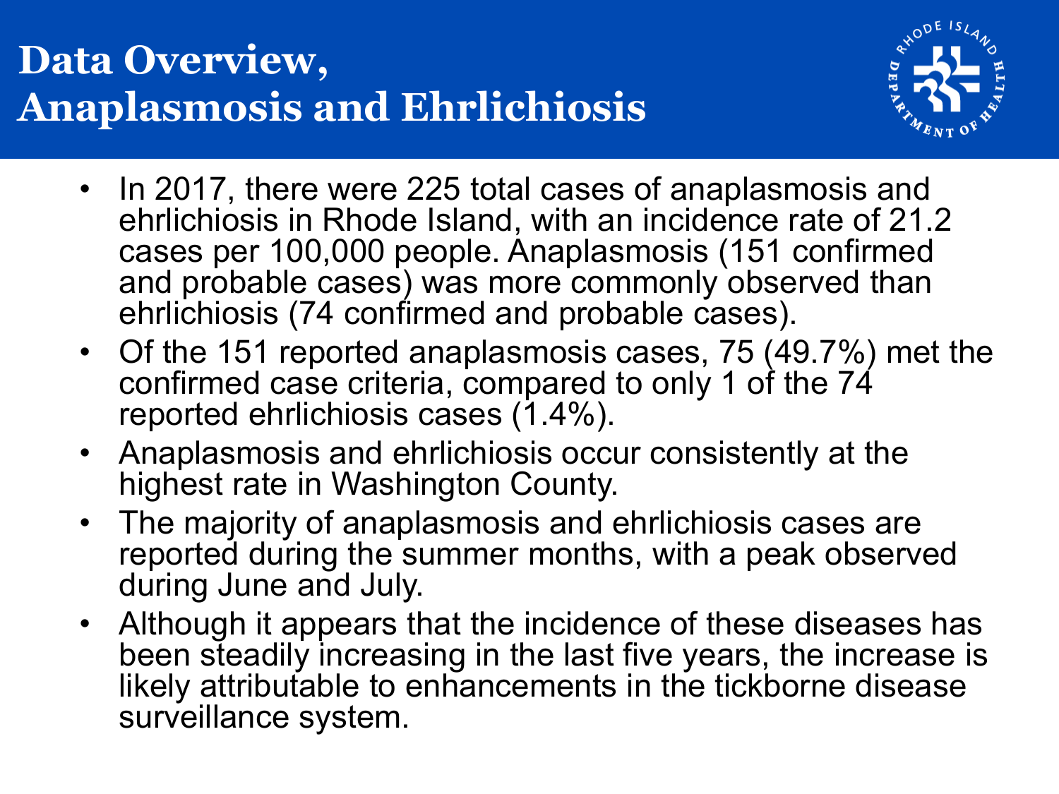# Data Overview, Anaplasmosis and Ehrlichiosis

- In 2017, there were 225 total cases of anaplasmosis and ehrlichiosis in Rhode Island, with an incidence rate of 21.2 cases per 100,000 people. Anaplasmosis (151 confirmed and probable cases) was more commonly observed than ehrlichiosis (74 confirmed and probable cases).
- Of the 151 reported anaplasmosis cases, 75 (49.7%) met the confirmed case criteria, compared to only 1 of the 74 reported ehrlichiosis cases (1.4%).
- Anaplasmosis and ehrlichiosis occur consistently at the highest rate in Washington County.
- The majority of anaplasmosis and ehrlichiosis cases are reported during the summer months, with a peak observed during June and July.
- Although it appears that the incidence of these diseases has been steadily increasing in the last five years, the increase is likely attributable to enhancements in the tickborne disease surveillance system.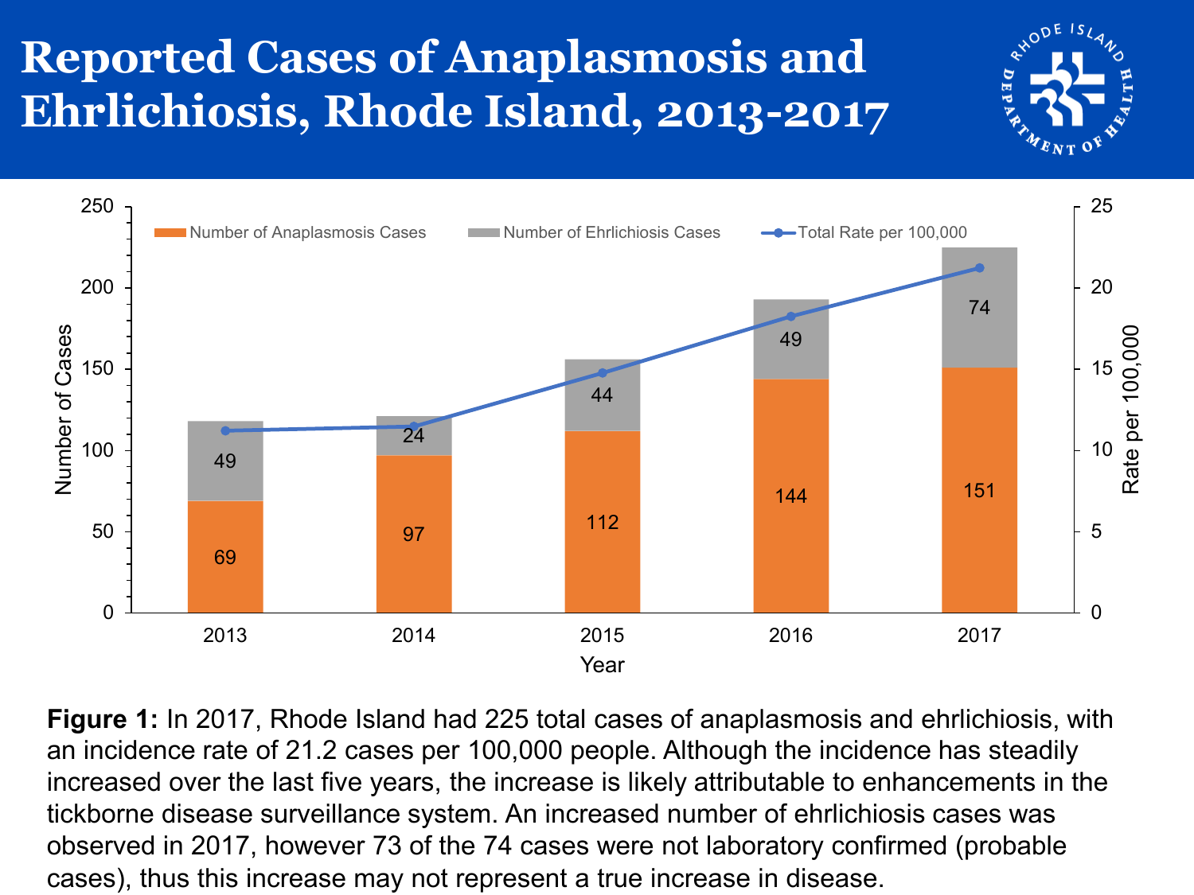# Reported Cases of Anaplasmosis and Ehrlichiosis, Rhode Island, 2013-2017

| Year | Number of Anaplasmosis Cases | Number of Ehrlichiosis Cases |
|---|---|---|
| 2013 | 69 | 49 |
| 2014 | 97 | 24 |
| 2015 | 112 | 44 |
| 2016 | 144 | 49 |
| 2017 | 151 | 74 |

**Figure 1:** In 2017, Rhode Island had 225 total cases of anaplasmosis and ehrlichiosis, with an incidence rate of 21.2 cases per 100,000 people. Although the incidence has steadily increased over the last five years, the increase is likely attributable to enhancements in the tickborne disease surveillance system. An increased number of ehrlichiosis cases was observed in 2017, however 73 of the 74 cases were not laboratory confirmed (probable cases), thus this increase may not represent a true increase in disease.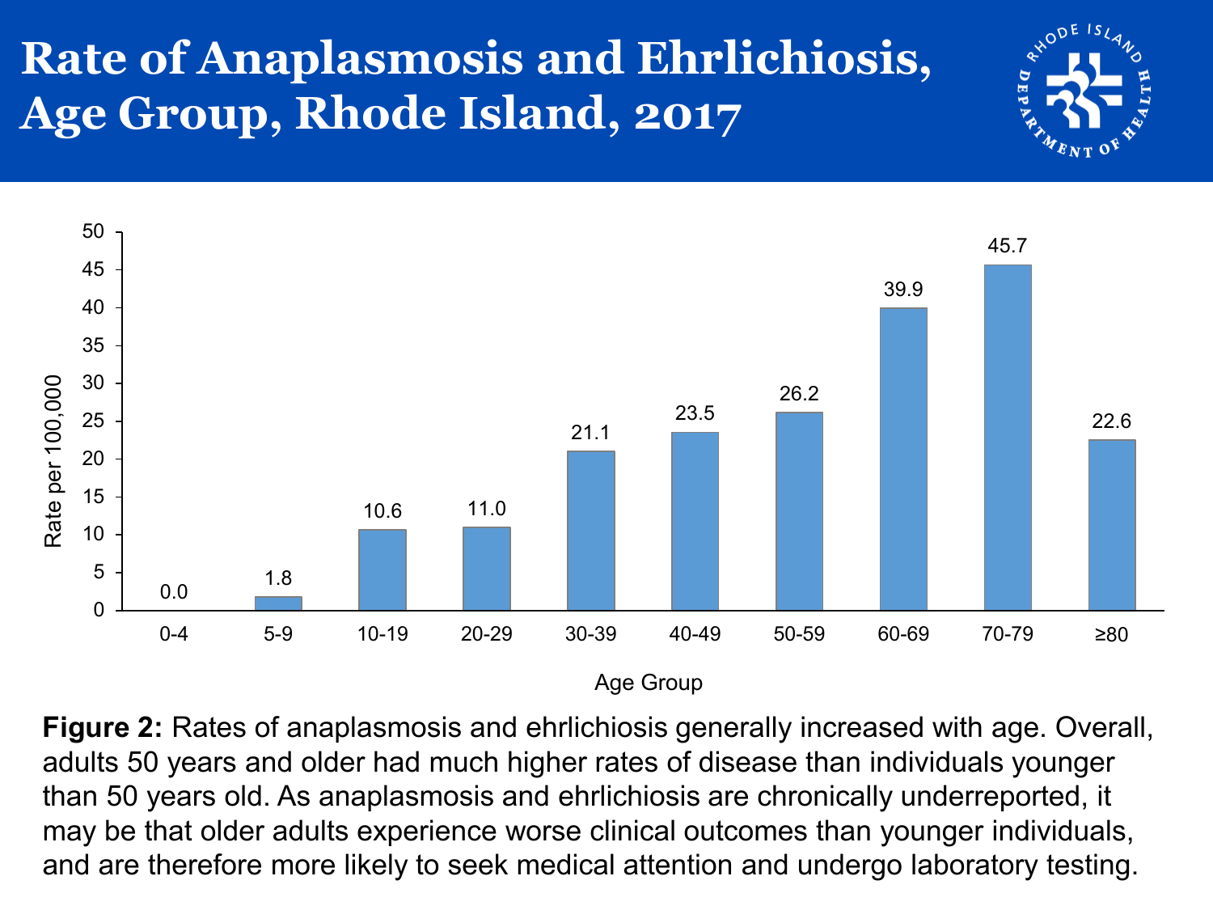# Rate of Anaplasmosis and Ehrlichiosis, Age Group, Rhode Island, 2017

| Age Group | Rate per 100,000 |
|---|---|
| 0-4 | 0.0 |
| 5-9 | 1.8 |
| 10-19 | 10.6 |
| 20-29 | 11.0 |
| 30-39 | 21.1 |
| 40-49 | 23.5 |
| 50-59 | 26.2 |
| 60-69 | 39.9 |
| 70-79 | 45.7 |
| ≥80 | 22.6 |

**Figure 2:** Rates of anaplasmosis and ehrlichiosis generally increased with age. Overall, adults 50 years and older had much higher rates of disease than individuals younger than 50 years old. As anaplasmosis and ehrlichiosis are chronically underreported, it may be that older adults experience worse clinical outcomes than younger individuals, and are therefore more likely to seek medical attention and undergo laboratory testing.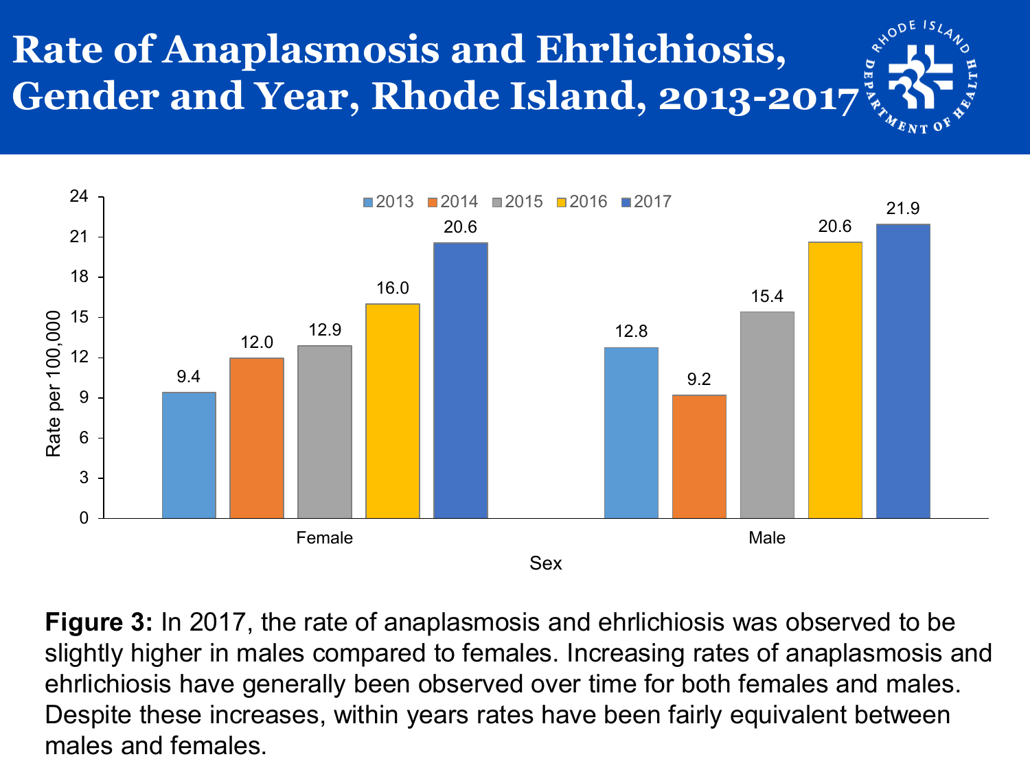# Rate of Anaplasmosis and Ehrlichiosis, Gender and Year, Rhode Island, 2013-2017

| Sex | 2013 | 2014 | 2015 | 2016 | 2017 |
|---|---|---|---|---|---|
| Female | 9.4 | 12.0 | 12.9 | 16.0 | 20.6 |
| Male | 12.8 | 9.2 | 15.4 | 20.6 | 21.9 |

Rate per 100,000

**Figure 3:** In 2017, the rate of anaplasmosis and ehrlichiosis was observed to be slightly higher in males compared to females. Increasing rates of anaplasmosis and ehrlichiosis have generally been observed over time for both females and males. Despite these increases, within years rates have been fairly equivalent between males and females.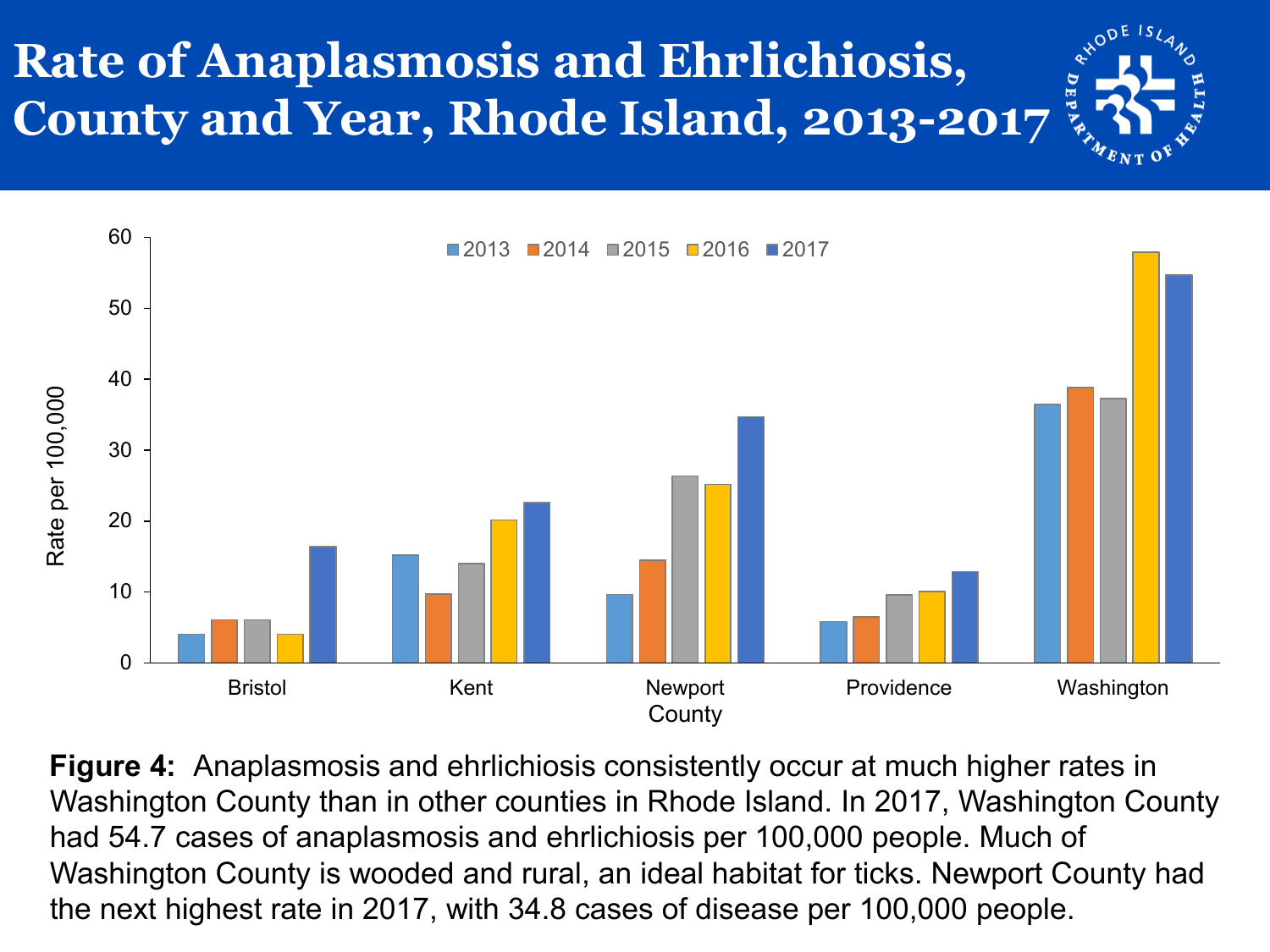# Rate of Anaplasmosis and Ehrlichiosis, County and Year, Rhode Island, 2013-2017

**Figure 4:** Anaplasmosis and ehrlichiosis consistently occur at much higher rates in Washington County than in other counties in Rhode Island. In 2017, Washington County had 54.7 cases of anaplasmosis and ehrlichiosis per 100,000 people. Much of Washington County is wooded and rural, an ideal habitat for ticks. Newport County had the next highest rate in 2017, with 34.8 cases of disease per 100,000 people.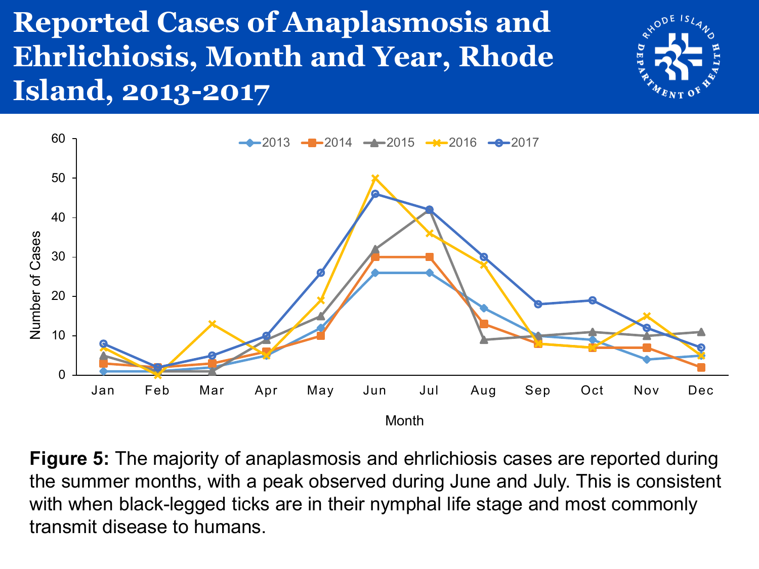# Reported Cases of Anaplasmosis and Ehrlichiosis, Month and Year, Rhode Island, 2013-2017

**Figure 5:** The majority of anaplasmosis and ehrlichiosis cases are reported during the summer months, with a peak observed during June and July. This is consistent with when black-legged ticks are in their nymphal life stage and most commonly transmit disease to humans.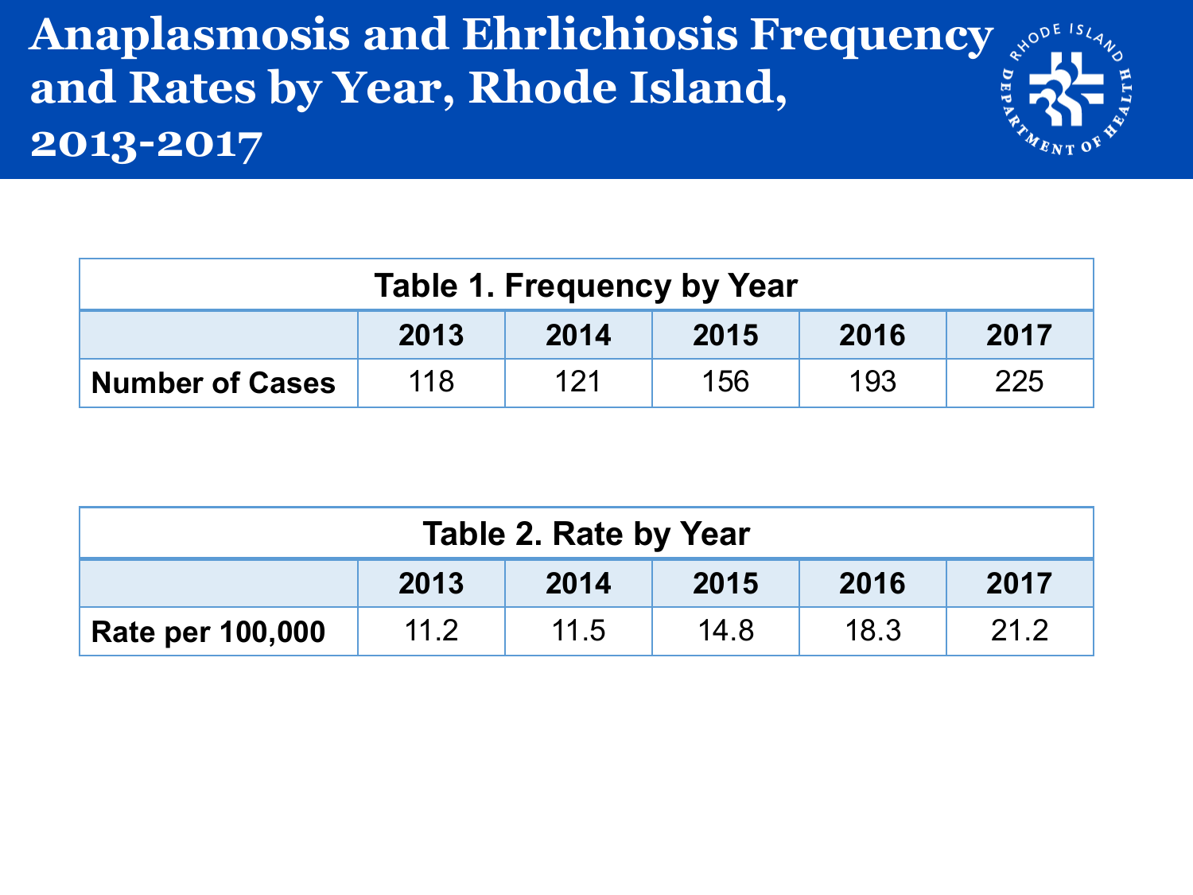# Anaplasmosis and Ehrlichiosis Frequency and Rates by Year, Rhode Island, 2013-2017

**Table 1. Frequency by Year**

| | 2013 | 2014 | 2015 | 2016 | 2017 |
|---|---|---|---|---|---|
| **Number of Cases** | 118 | 121 | 156 | 193 | 225 |

**Table 2. Rate by Year**

| | 2013 | 2014 | 2015 | 2016 | 2017 |
|---|---|---|---|---|---|
| **Rate per 100,000** | 11.2 | 11.5 | 14.8 | 18.3 | 21.2 |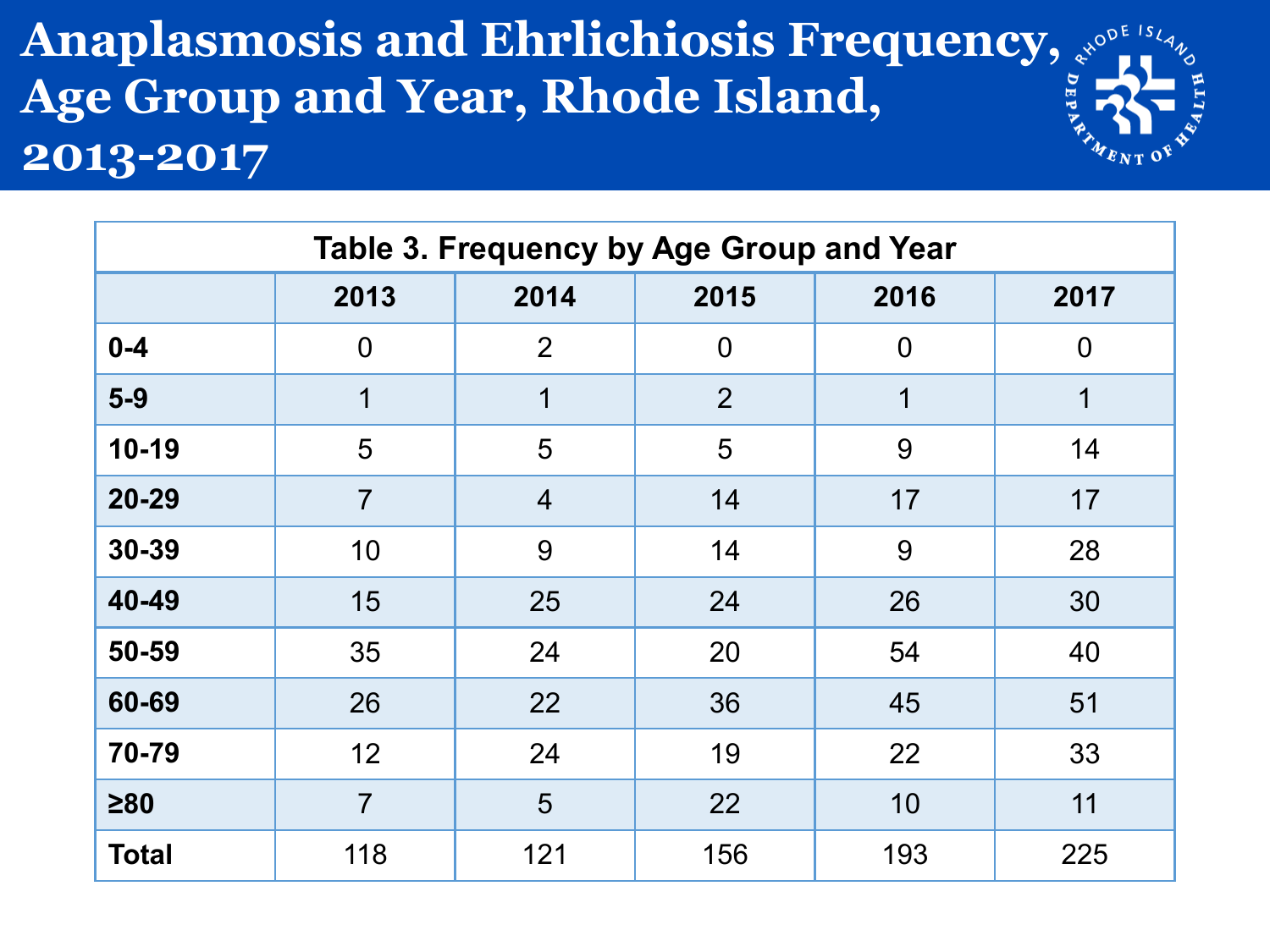# Anaplasmosis and Ehrlichiosis Frequency, Age Group and Year, Rhode Island, 2013-2017

**Table 3. Frequency by Age Group and Year**

| | 2013 | 2014 | 2015 | 2016 | 2017 |
|---|---|---|---|---|---|
| **0-4** | 0 | 2 | 0 | 0 | 0 |
| **5-9** | 1 | 1 | 2 | 1 | 1 |
| **10-19** | 5 | 5 | 5 | 9 | 14 |
| **20-29** | 7 | 4 | 14 | 17 | 17 |
| **30-39** | 10 | 9 | 14 | 9 | 28 |
| **40-49** | 15 | 25 | 24 | 26 | 30 |
| **50-59** | 35 | 24 | 20 | 54 | 40 |
| **60-69** | 26 | 22 | 36 | 45 | 51 |
| **70-79** | 12 | 24 | 19 | 22 | 33 |
| **≥80** | 7 | 5 | 22 | 10 | 11 |
| **Total** | 118 | 121 | 156 | 193 | 225 |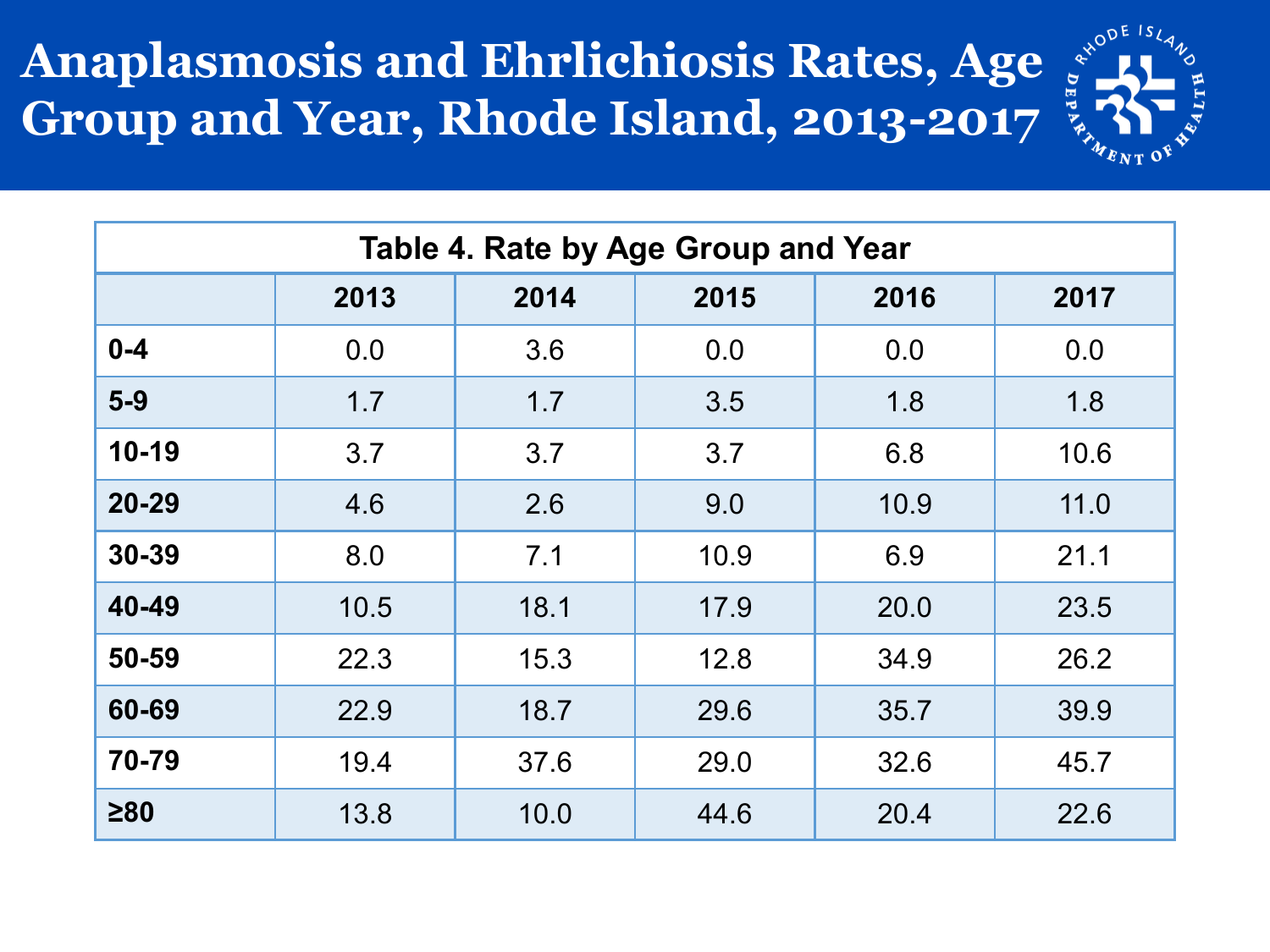# Anaplasmosis and Ehrlichiosis Rates, Age Group and Year, Rhode Island, 2013-2017

**Table 4. Rate by Age Group and Year**

| | 2013 | 2014 | 2015 | 2016 | 2017 |
|---|---|---|---|---|---|
| **0-4** | 0.0 | 3.6 | 0.0 | 0.0 | 0.0 |
| **5-9** | 1.7 | 1.7 | 3.5 | 1.8 | 1.8 |
| **10-19** | 3.7 | 3.7 | 3.7 | 6.8 | 10.6 |
| **20-29** | 4.6 | 2.6 | 9.0 | 10.9 | 11.0 |
| **30-39** | 8.0 | 7.1 | 10.9 | 6.9 | 21.1 |
| **40-49** | 10.5 | 18.1 | 17.9 | 20.0 | 23.5 |
| **50-59** | 22.3 | 15.3 | 12.8 | 34.9 | 26.2 |
| **60-69** | 22.9 | 18.7 | 29.6 | 35.7 | 39.9 |
| **70-79** | 19.4 | 37.6 | 29.0 | 32.6 | 45.7 |
| **≥80** | 13.8 | 10.0 | 44.6 | 20.4 | 22.6 |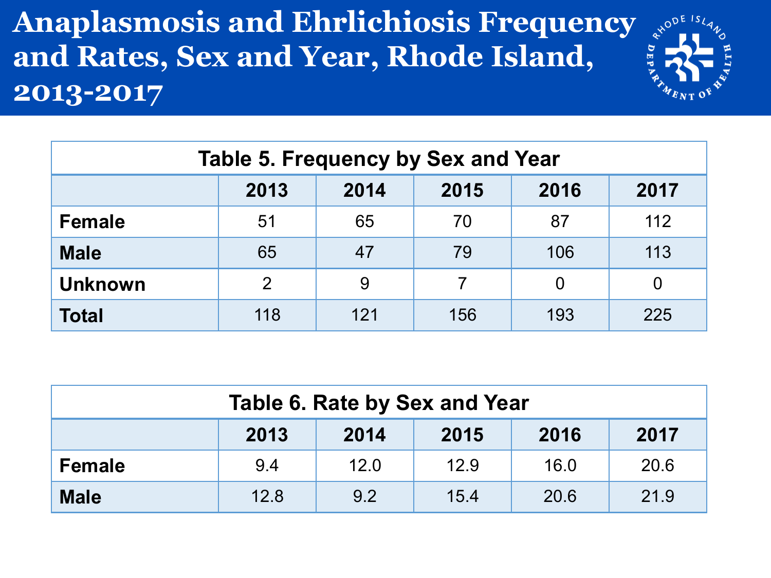# Anaplasmosis and Ehrlichiosis Frequency and Rates, Sex and Year, Rhode Island, 2013-2017

**Table 5. Frequency by Sex and Year**

| | 2013 | 2014 | 2015 | 2016 | 2017 |
|---|---|---|---|---|---|
| **Female** | 51 | 65 | 70 | 87 | 112 |
| **Male** | 65 | 47 | 79 | 106 | 113 |
| **Unknown** | 2 | 9 | 7 | 0 | 0 |
| **Total** | 118 | 121 | 156 | 193 | 225 |

**Table 6. Rate by Sex and Year**

| | 2013 | 2014 | 2015 | 2016 | 2017 |
|---|---|---|---|---|---|
| **Female** | 9.4 | 12.0 | 12.9 | 16.0 | 20.6 |
| **Male** | 12.8 | 9.2 | 15.4 | 20.6 | 21.9 |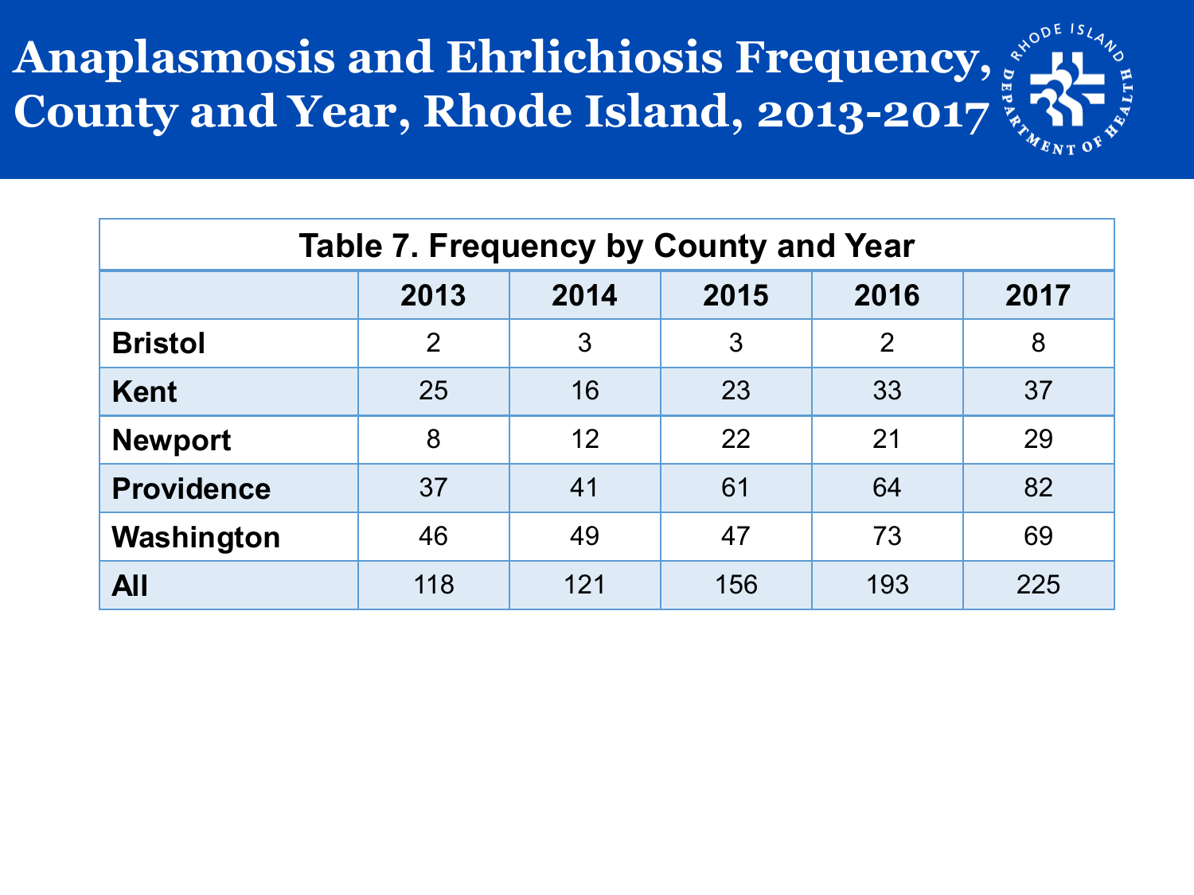# Anaplasmosis and Ehrlichiosis Frequency, County and Year, Rhode Island, 2013-2017

**Table 7. Frequency by County and Year**

| | 2013 | 2014 | 2015 | 2016 | 2017 |
|---|---|---|---|---|---|
| **Bristol** | 2 | 3 | 3 | 2 | 8 |
| **Kent** | 25 | 16 | 23 | 33 | 37 |
| **Newport** | 8 | 12 | 22 | 21 | 29 |
| **Providence** | 37 | 41 | 61 | 64 | 82 |
| **Washington** | 46 | 49 | 47 | 73 | 69 |
| **All** | 118 | 121 | 156 | 193 | 225 |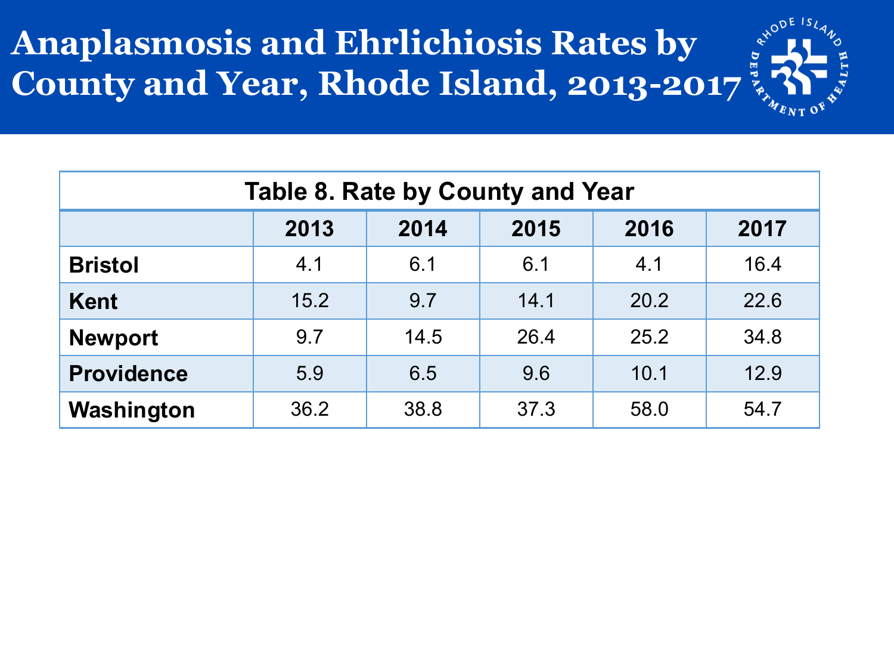# Anaplasmosis and Ehrlichiosis Rates by County and Year, Rhode Island, 2013-2017

**Table 8. Rate by County and Year**

| | 2013 | 2014 | 2015 | 2016 | 2017 |
|---|---|---|---|---|---|
| **Bristol** | 4.1 | 6.1 | 6.1 | 4.1 | 16.4 |
| **Kent** | 15.2 | 9.7 | 14.1 | 20.2 | 22.6 |
| **Newport** | 9.7 | 14.5 | 26.4 | 25.2 | 34.8 |
| **Providence** | 5.9 | 6.5 | 9.6 | 10.1 | 12.9 |
| **Washington** | 36.2 | 38.8 | 37.3 | 58.0 | 54.7 |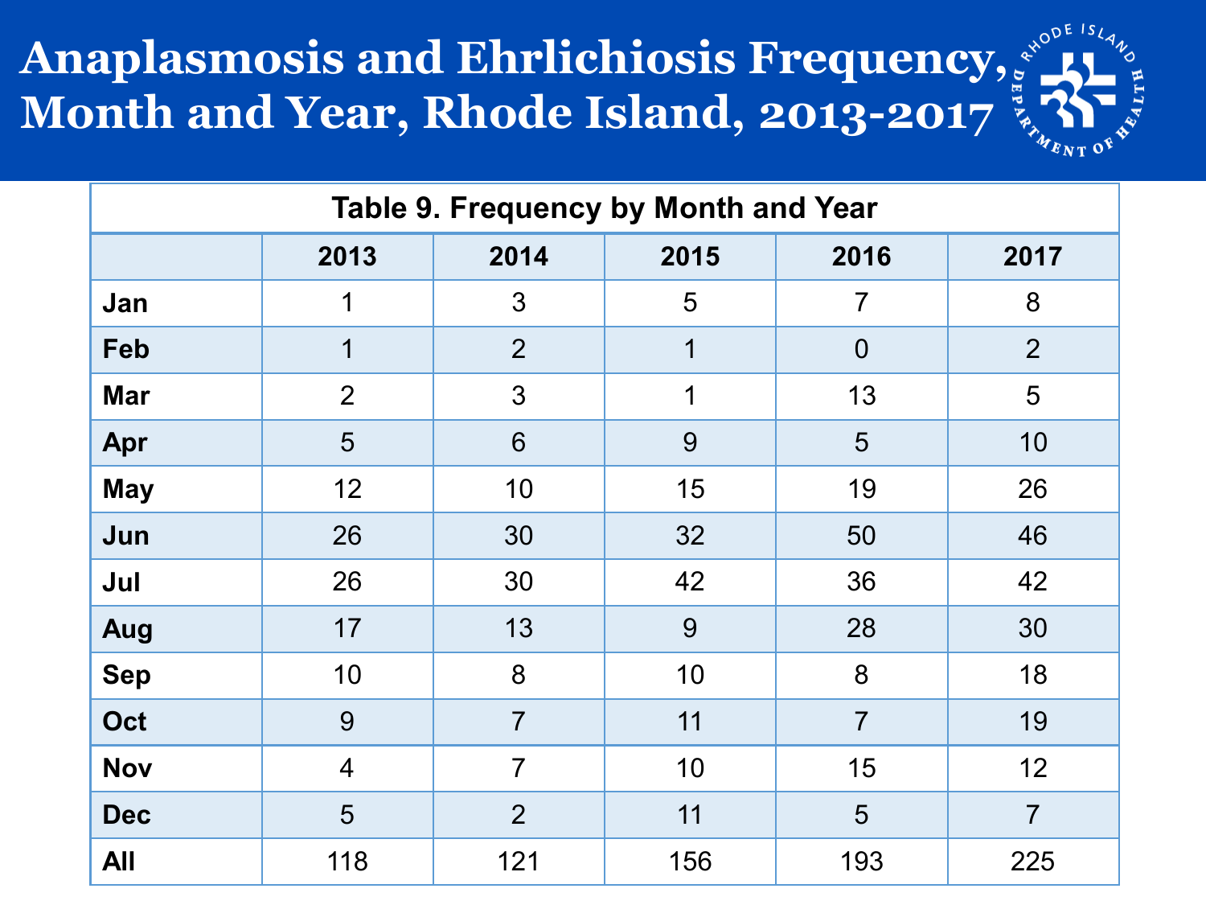# Anaplasmosis and Ehrlichiosis Frequency, Month and Year, Rhode Island, 2013-2017

**Table 9. Frequency by Month and Year**

| | 2013 | 2014 | 2015 | 2016 | 2017 |
|---|---|---|---|---|---|
| **Jan** | 1 | 3 | 5 | 7 | 8 |
| **Feb** | 1 | 2 | 1 | 0 | 2 |
| **Mar** | 2 | 3 | 1 | 13 | 5 |
| **Apr** | 5 | 6 | 9 | 5 | 10 |
| **May** | 12 | 10 | 15 | 19 | 26 |
| **Jun** | 26 | 30 | 32 | 50 | 46 |
| **Jul** | 26 | 30 | 42 | 36 | 42 |
| **Aug** | 17 | 13 | 9 | 28 | 30 |
| **Sep** | 10 | 8 | 10 | 8 | 18 |
| **Oct** | 9 | 7 | 11 | 7 | 19 |
| **Nov** | 4 | 7 | 10 | 15 | 12 |
| **Dec** | 5 | 2 | 11 | 5 | 7 |
| **All** | 118 | 121 | 156 | 193 | 225 |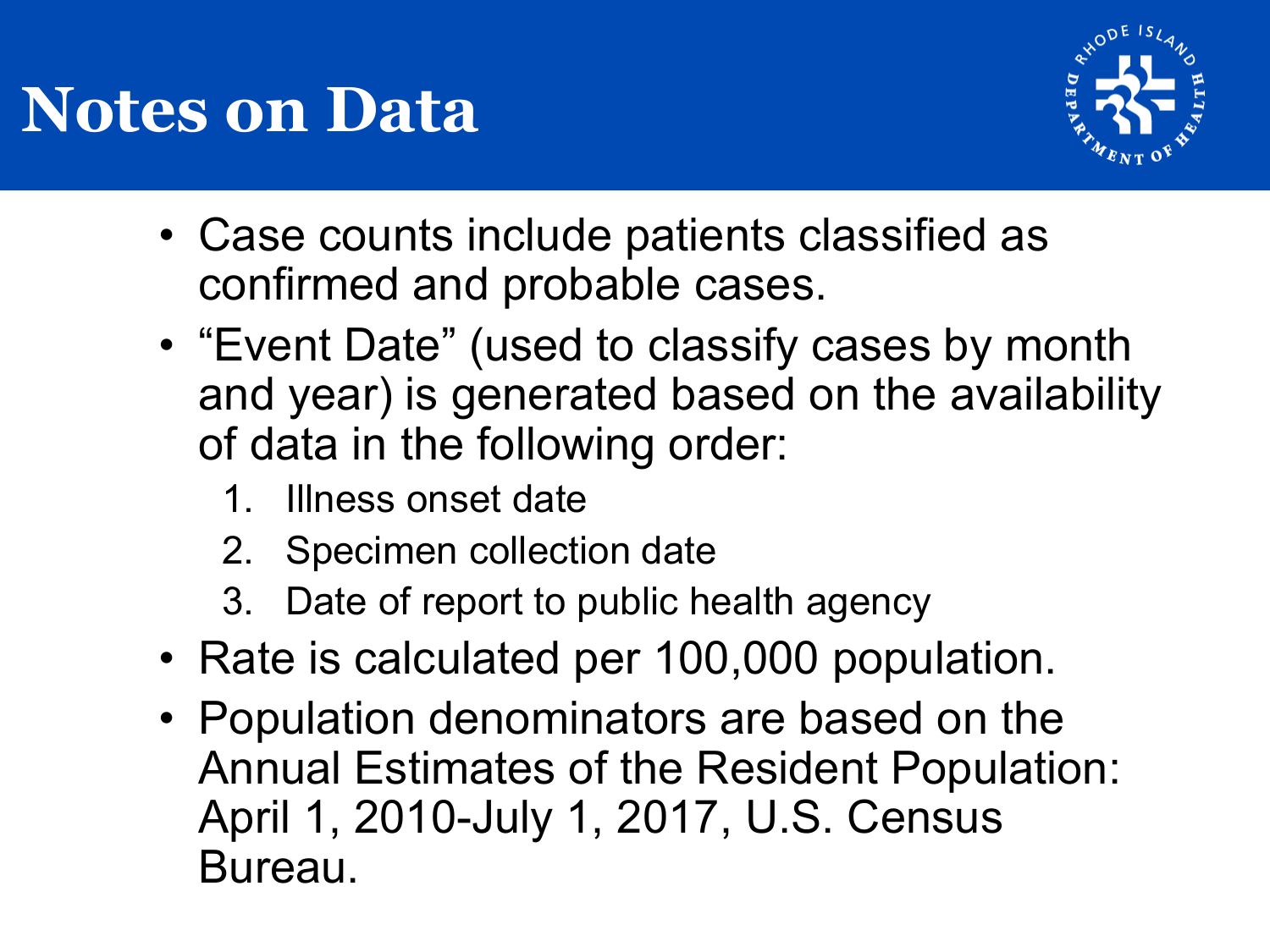# Notes on Data

- Case counts include patients classified as confirmed and probable cases.
- “Event Date” (used to classify cases by month and year) is generated based on the availability of data in the following order:
  1. Illness onset date
  2. Specimen collection date
  3. Date of report to public health agency
- Rate is calculated per 100,000 population.
- Population denominators are based on the Annual Estimates of the Resident Population: April 1, 2010-July 1, 2017, U.S. Census Bureau.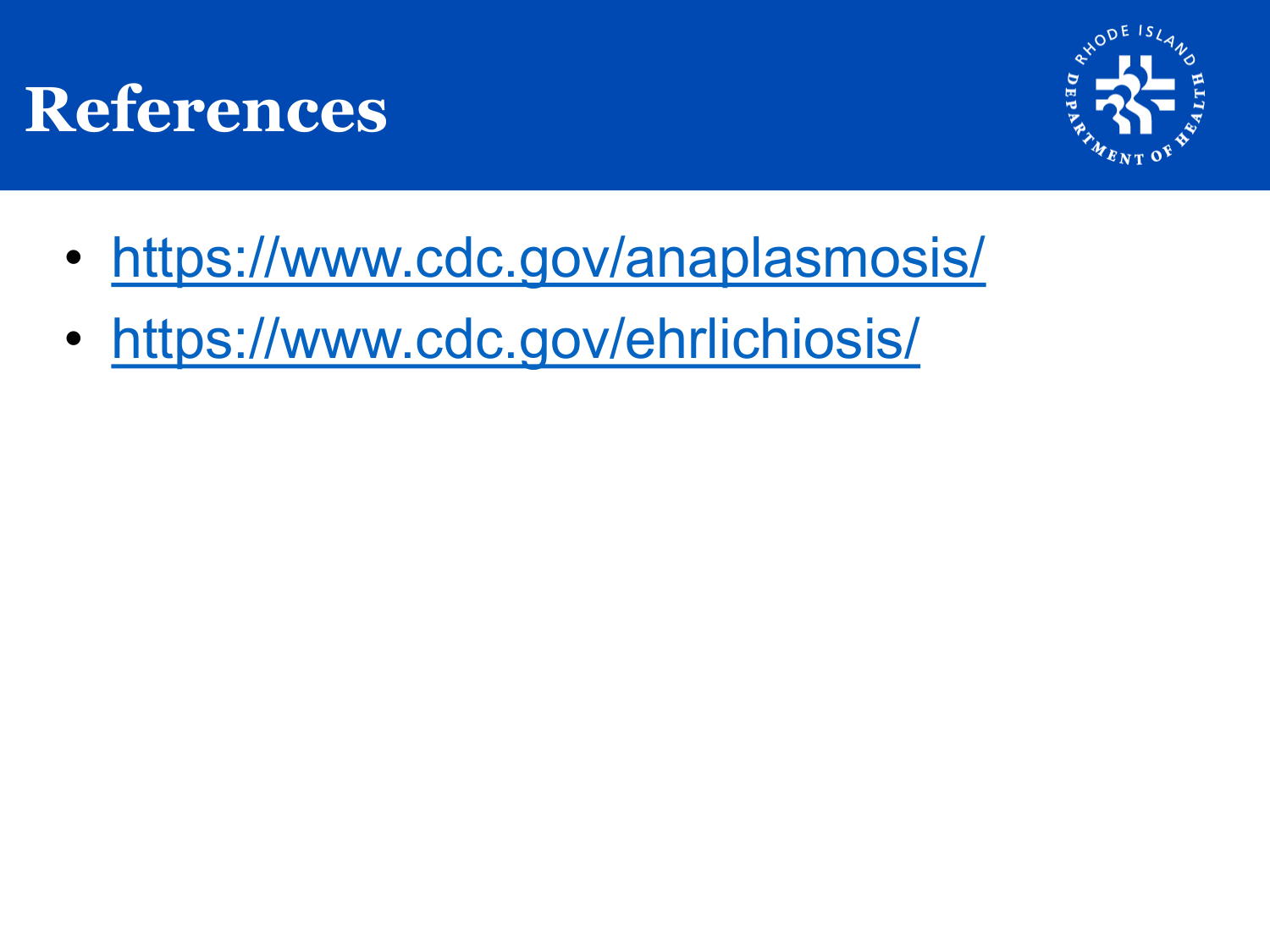# References

- https://www.cdc.gov/anaplasmosis/
- https://www.cdc.gov/ehrlichiosis/